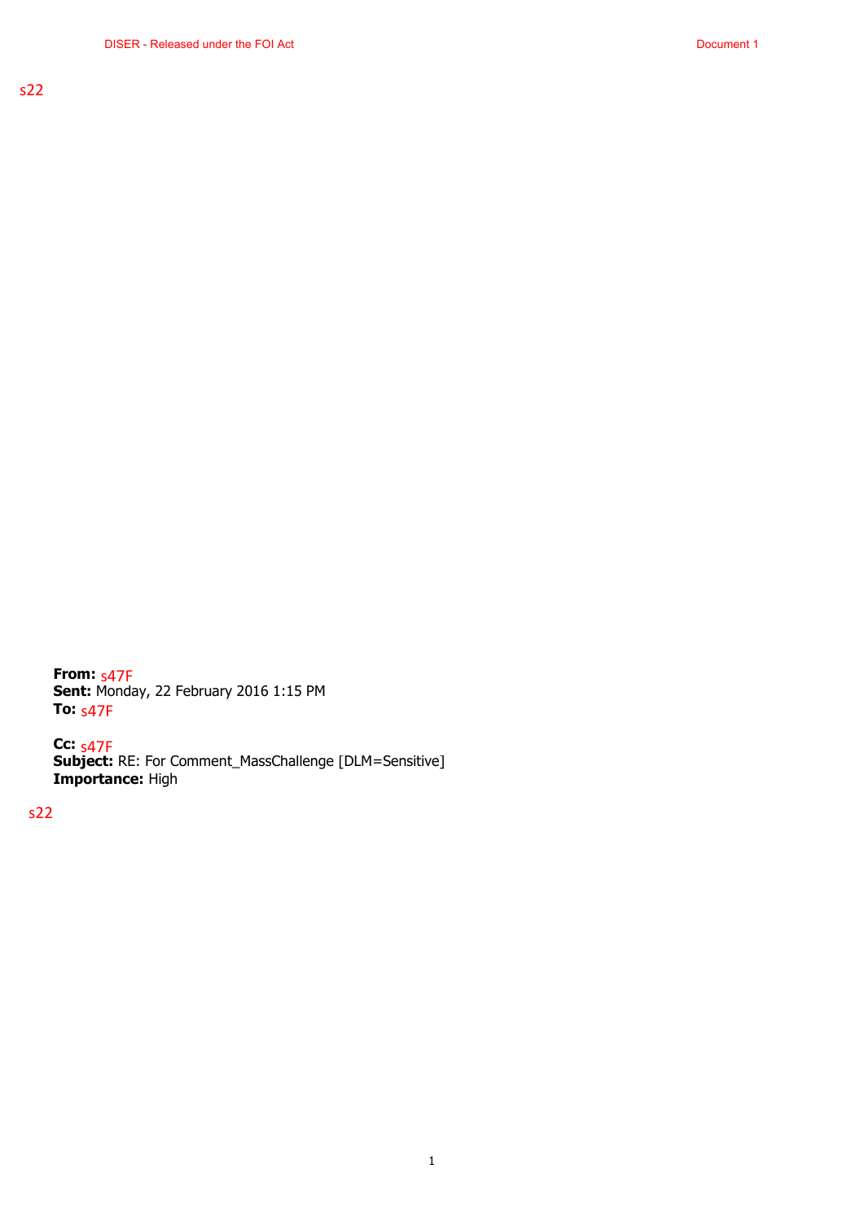s22

**From:** s47F
**Sent:** Monday, 22 February 2016 1:15 PM
**To:** s47F

**Cc:** s47F
**Subject:** RE: For Comment_MassChallenge [DLM=Sensitive]
**Importance:** High

s22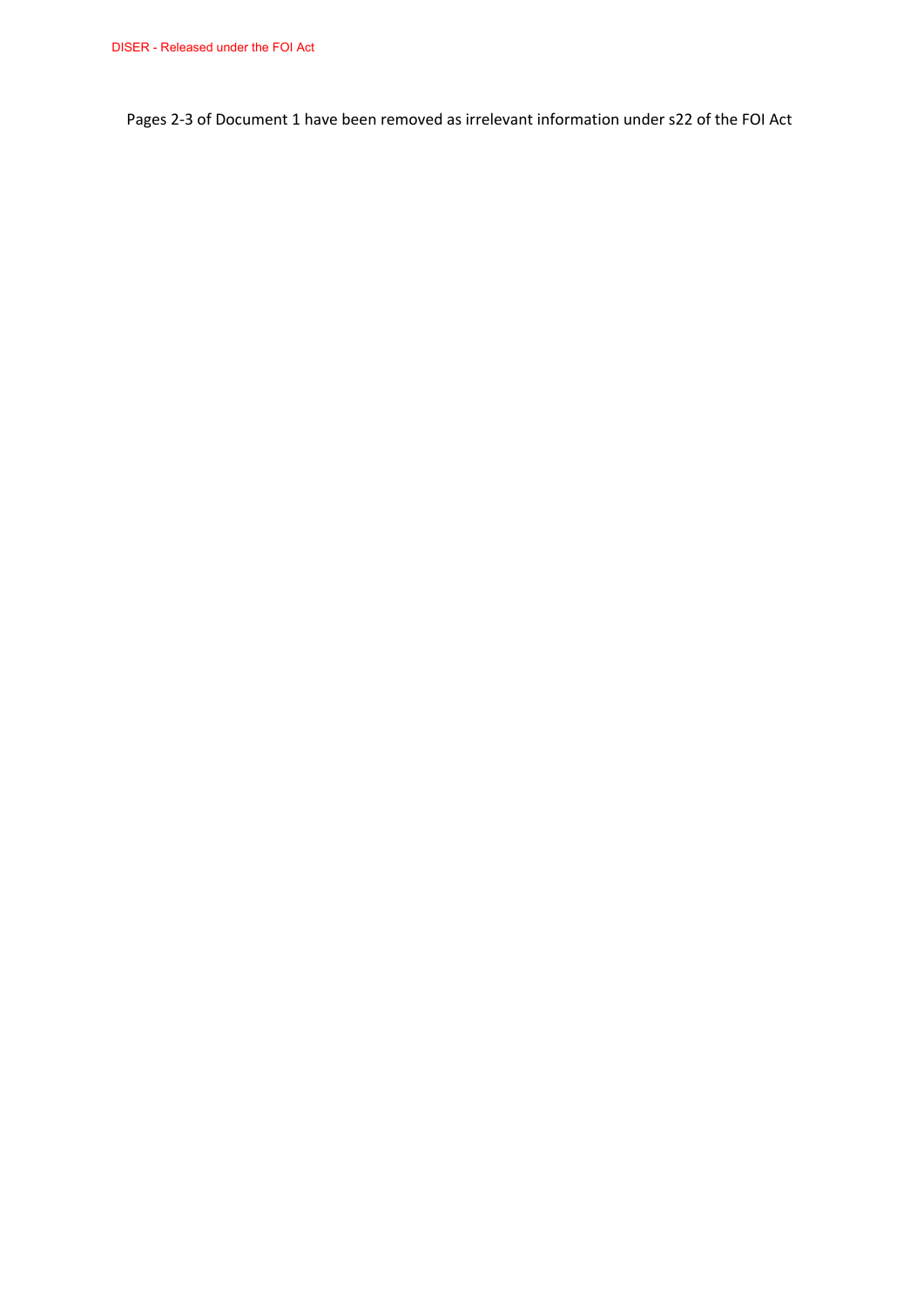Pages 2-3 of Document 1 have been removed as irrelevant information under s22 of the FOI Act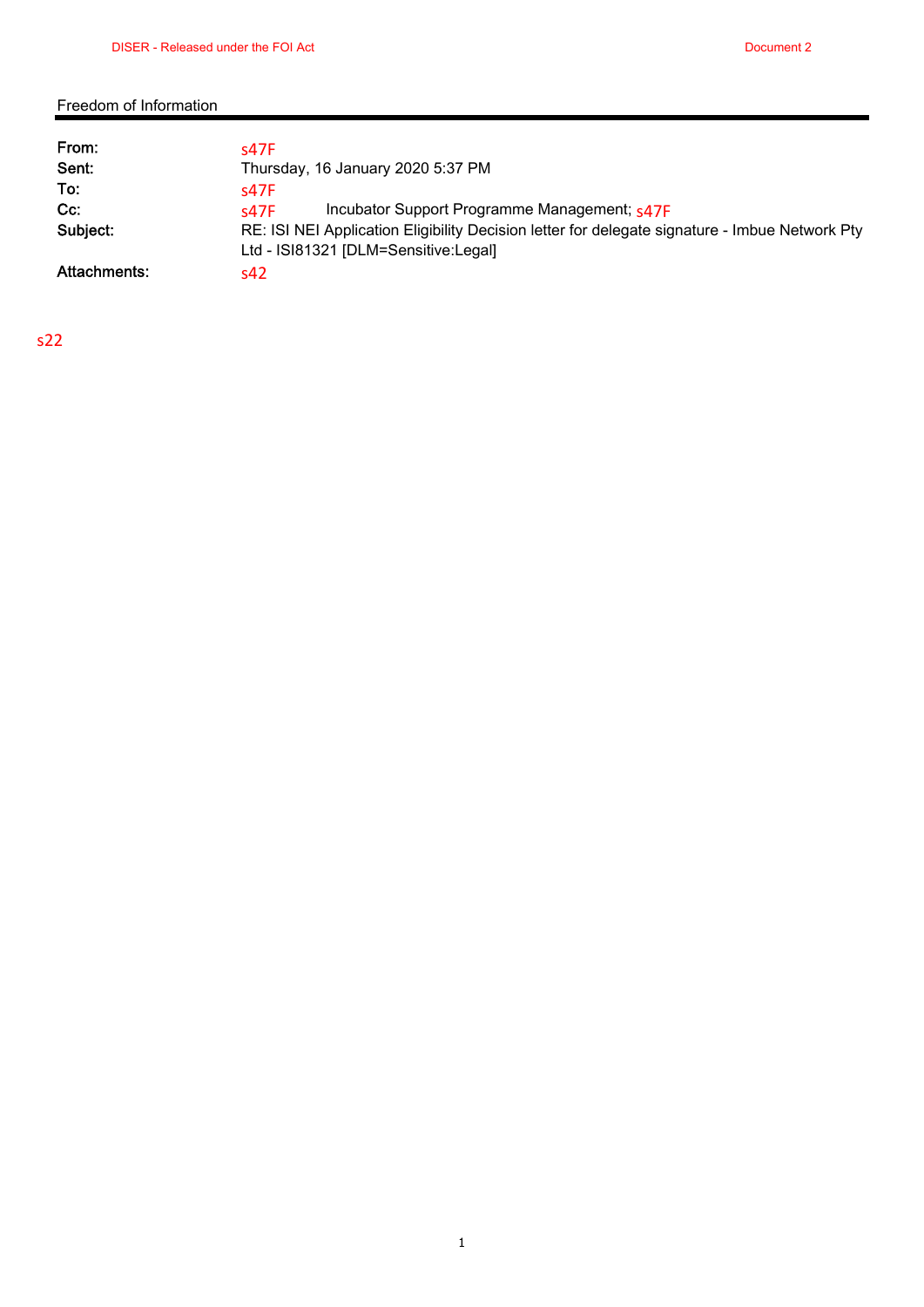Freedom of Information

| | |
|---|---|
| **From:** | s47F |
| **Sent:** | Thursday, 16 January 2020 5:37 PM |
| **To:** | s47F |
| **Cc:** | s47F Incubator Support Programme Management; s47F |
| **Subject:** | RE: ISI NEI Application Eligibility Decision letter for delegate signature - Imbue Network Pty Ltd - ISI81321 [DLM=Sensitive:Legal] |
| **Attachments:** | s42 |

s22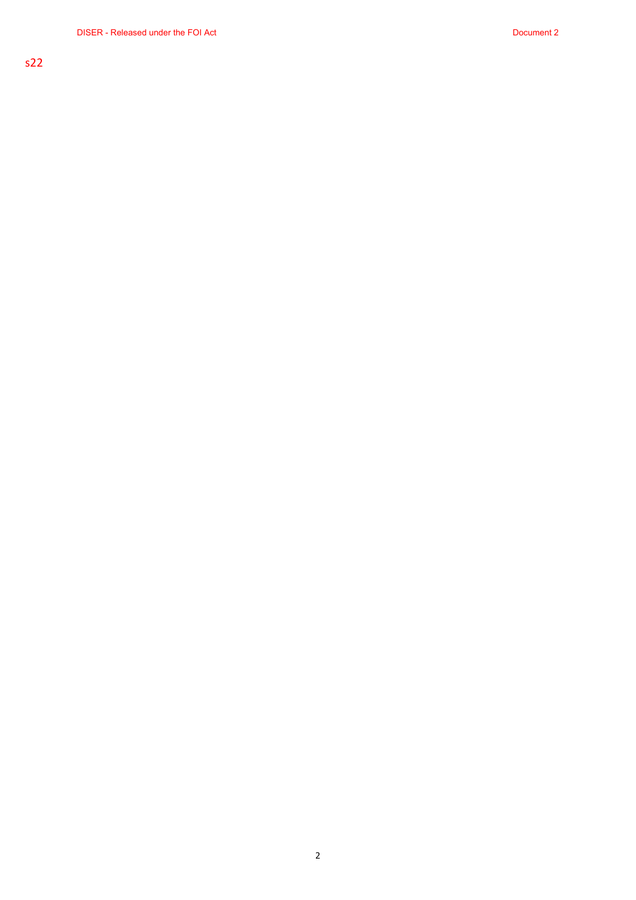s22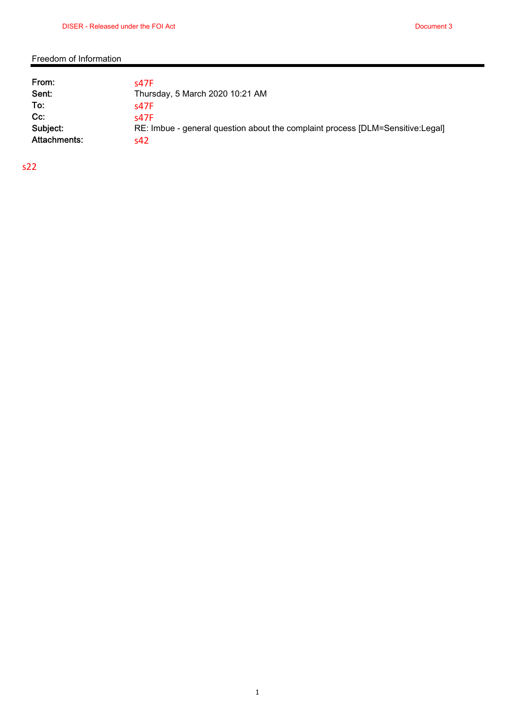Freedom of Information

| | |
|---|---|
| **From:** | s47F |
| **Sent:** | Thursday, 5 March 2020 10:21 AM |
| **To:** | s47F |
| **Cc:** | s47F |
| **Subject:** | RE: Imbue - general question about the complaint process [DLM=Sensitive:Legal] |
| **Attachments:** | s42 |

s22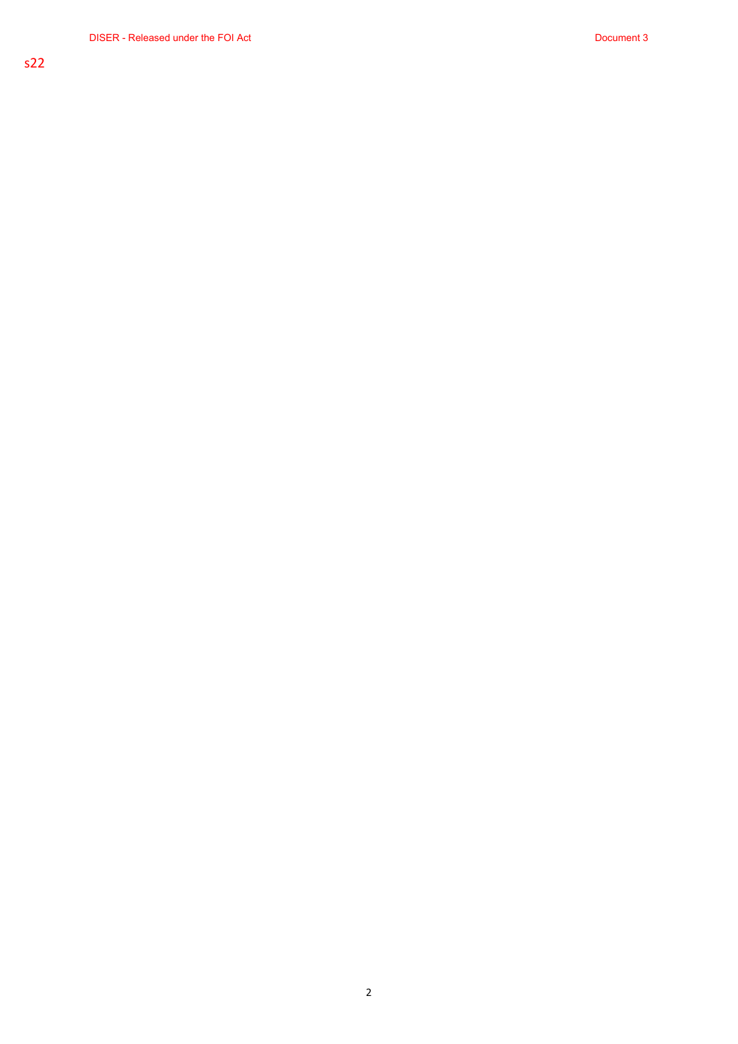s22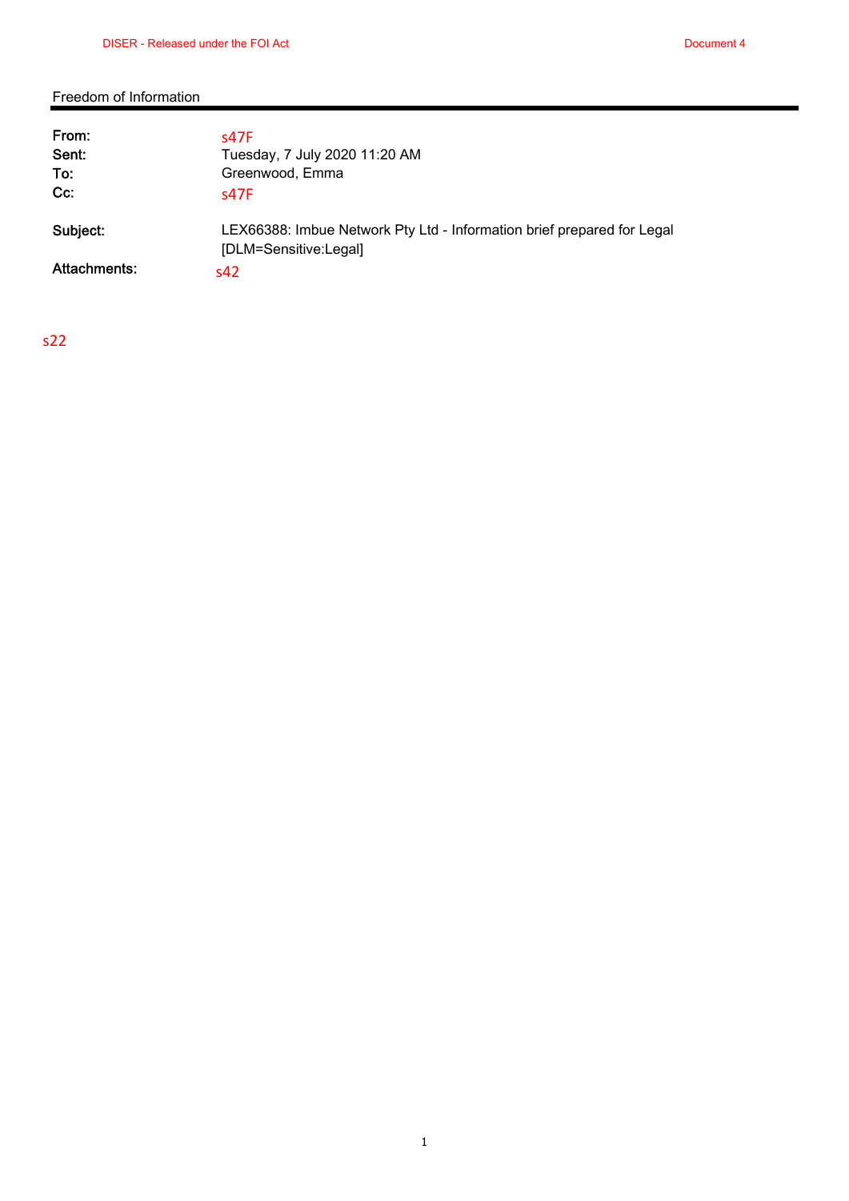Freedom of Information

| | |
|---|---|
| **From:** | s47F |
| **Sent:** | Tuesday, 7 July 2020 11:20 AM |
| **To:** | Greenwood, Emma |
| **Cc:** | s47F |
| **Subject:** | LEX66388: Imbue Network Pty Ltd - Information brief prepared for Legal [DLM=Sensitive:Legal] |
| **Attachments:** | s42 |

s22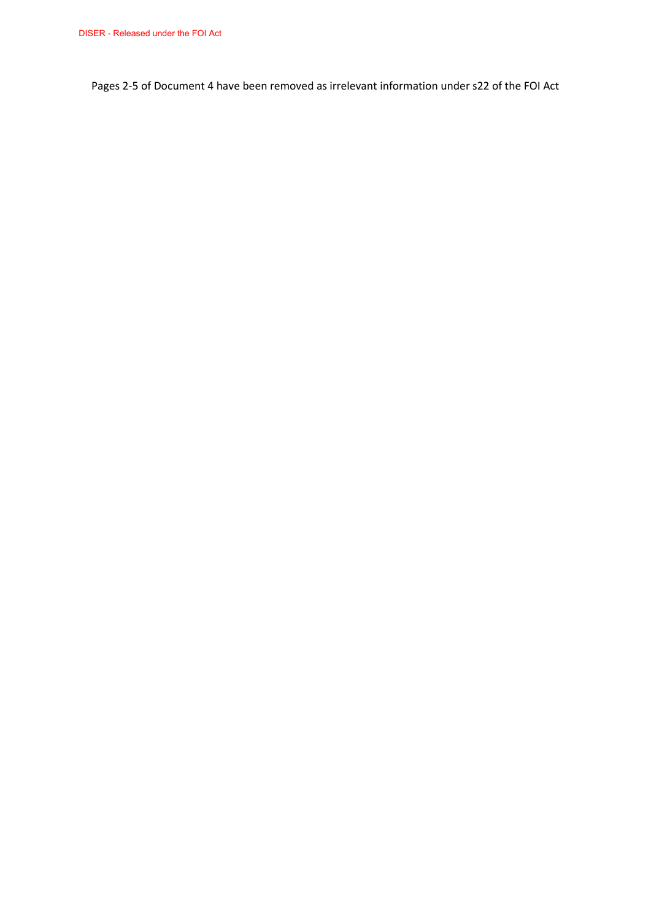Pages 2-5 of Document 4 have been removed as irrelevant information under s22 of the FOI Act